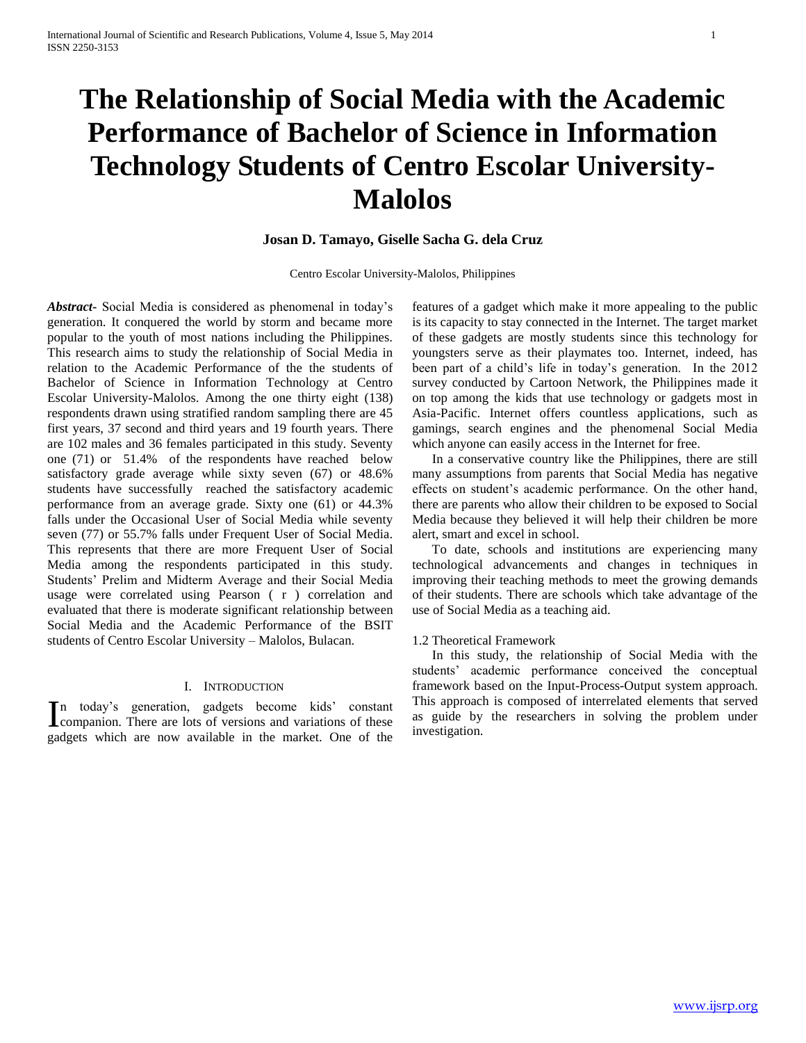# The Relationship of Social Media with the Academic Performance of Bachelor of Science in Information Technology Students of Centro Escolar University-Malolos

**Josan D. Tamayo, Giselle Sacha G. dela Cruz**

Centro Escolar University-Malolos, Philippines

***Abstract***- Social Media is considered as phenomenal in today's generation. It conquered the world by storm and became more popular to the youth of most nations including the Philippines. This research aims to study the relationship of Social Media in relation to the Academic Performance of the the students of Bachelor of Science in Information Technology at Centro Escolar University-Malolos. Among the one thirty eight (138) respondents drawn using stratified random sampling there are 45 first years, 37 second and third years and 19 fourth years. There are 102 males and 36 females participated in this study. Seventy one (71) or 51.4% of the respondents have reached below satisfactory grade average while sixty seven (67) or 48.6% students have successfully reached the satisfactory academic performance from an average grade. Sixty one (61) or 44.3% falls under the Occasional User of Social Media while seventy seven (77) or 55.7% falls under Frequent User of Social Media. This represents that there are more Frequent User of Social Media among the respondents participated in this study. Students' Prelim and Midterm Average and their Social Media usage were correlated using Pearson ( r ) correlation and evaluated that there is moderate significant relationship between Social Media and the Academic Performance of the BSIT students of Centro Escolar University – Malolos, Bulacan.

## I. Introduction

In today's generation, gadgets become kids' constant companion. There are lots of versions and variations of these gadgets which are now available in the market. One of the features of a gadget which make it more appealing to the public is its capacity to stay connected in the Internet. The target market of these gadgets are mostly students since this technology for youngsters serve as their playmates too. Internet, indeed, has been part of a child's life in today's generation. In the 2012 survey conducted by Cartoon Network, the Philippines made it on top among the kids that use technology or gadgets most in Asia-Pacific. Internet offers countless applications, such as gamings, search engines and the phenomenal Social Media which anyone can easily access in the Internet for free.

In a conservative country like the Philippines, there are still many assumptions from parents that Social Media has negative effects on student's academic performance. On the other hand, there are parents who allow their children to be exposed to Social Media because they believed it will help their children be more alert, smart and excel in school.

To date, schools and institutions are experiencing many technological advancements and changes in techniques in improving their teaching methods to meet the growing demands of their students. There are schools which take advantage of the use of Social Media as a teaching aid.

### 1.2 Theoretical Framework

In this study, the relationship of Social Media with the students' academic performance conceived the conceptual framework based on the Input-Process-Output system approach. This approach is composed of interrelated elements that served as guide by the researchers in solving the problem under investigation.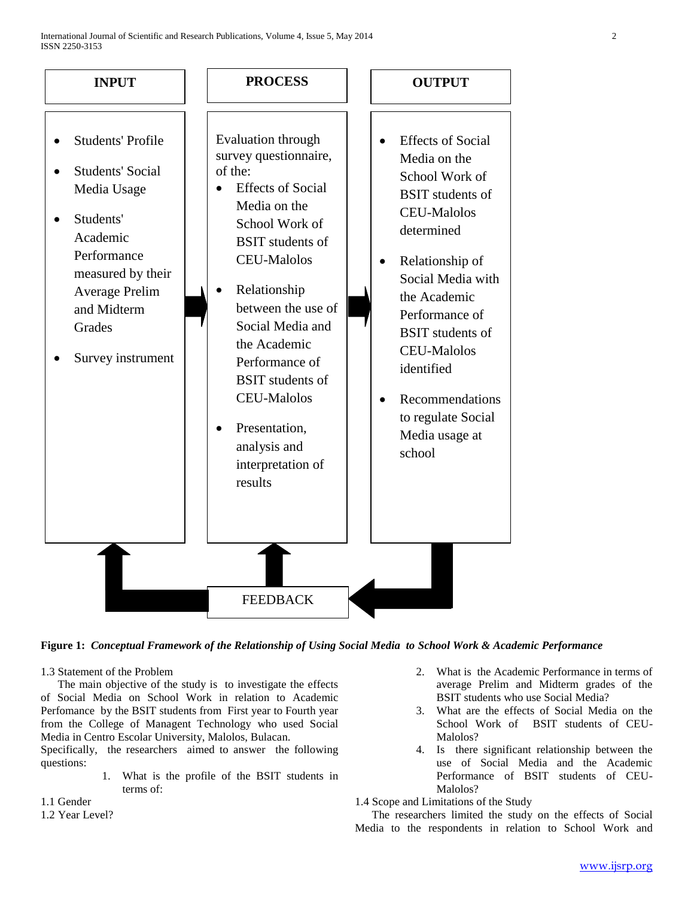| INPUT | PROCESS | OUTPUT |
| --- | --- | --- |
| • Students' Profile<br>• Students' Social Media Usage<br>• Students' Academic Performance measured by their Average Prelim and Midterm Grades<br>• Survey instrument | Evaluation through survey questionnaire, of the:<br>• Effects of Social Media on the School Work of BSIT students of CEU-Malolos<br>• Relationship between the use of Social Media and the Academic Performance of BSIT students of CEU-Malolos<br>• Presentation, analysis and interpretation of results | • Effects of Social Media on the School Work of BSIT students of CEU-Malolos determined<br>• Relationship of Social Media with the Academic Performance of BSIT students of CEU-Malolos identified<br>• Recommendations to regulate Social Media usage at school |

FEEDBACK

**Figure 1:** ***Conceptual Framework of the Relationship of Using Social Media to School Work & Academic Performance***

1.3 Statement of the Problem

The main objective of the study is to investigate the effects of Social Media on School Work in relation to Academic Perfomance by the BSIT students from First year to Fourth year from the College of Managent Technology who use Social Media in Centro Escolar University, Malolos, Bulacan.

Specifically, the researchers aimed to answer the following questions:

1. What is the profile of the BSIT students in terms of:

1.1 Gender

1.2 Year Level?

2. What is the Academic Performance in terms of average Prelim and Midterm grades of the BSIT students who use Social Media?
3. What are the effects of Social Media on the School Work of BSIT students of CEU-Malolos?
4. Is there significant relationship between the use of Social Media and the Academic Performance of BSIT students of CEU-Malolos?

1.4 Scope and Limitations of the Study

The researchers limited the study on the effects of Social Media to the respondents in relation to School Work and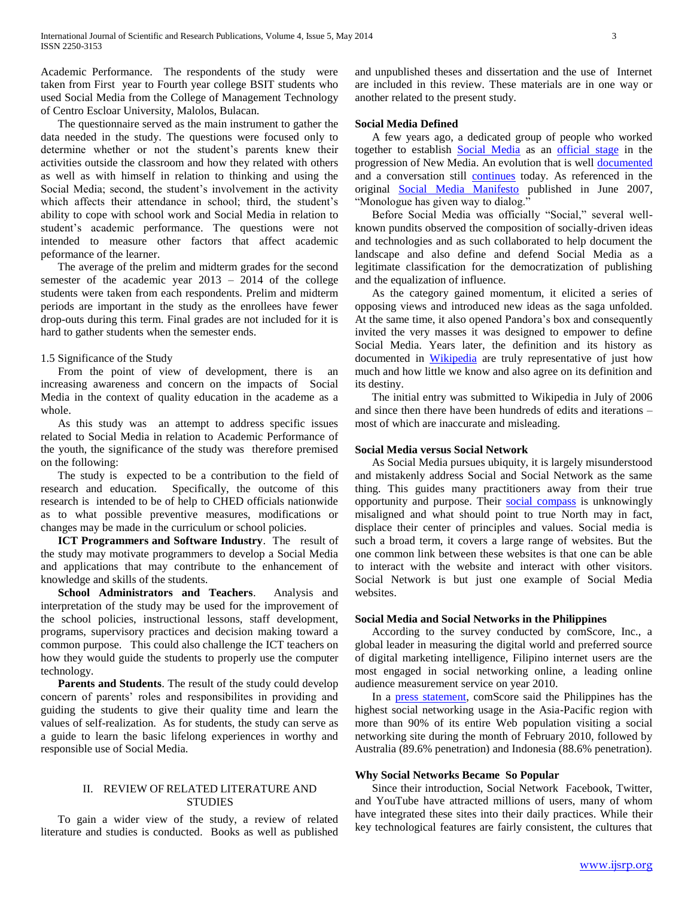Academic Performance. The respondents of the study were taken from First year to Fourth year college BSIT students who used Social Media from the College of Management Technology of Centro Escloar University, Malolos, Bulacan.

The questionnaire served as the main instrument to gather the data needed in the study. The questions were focused only to determine whether or not the student's parents knew their activities outside the classroom and how they related with others as well as with himself in relation to thinking and using the Social Media; second, the student's involvement in the activity which affects their attendance in school; third, the student's ability to cope with school work and Social Media in relation to student's academic performance. The questions were not intended to measure other factors that affect academic peformance of the learner.

The average of the prelim and midterm grades for the second semester of the academic year 2013 – 2014 of the college students were taken from each respondents. Prelim and midterm periods are important in the study as the enrollees have fewer drop-outs during this term. Final grades are not included for it is hard to gather students when the semester ends.

1.5 Significance of the Study

From the point of view of development, there is an increasing awareness and concern on the impacts of Social Media in the context of quality education in the academe as a whole.

As this study was an attempt to address specific issues related to Social Media in relation to Academic Performance of the youth, the significance of the study was therefore premised on the following:

The study is expected to be a contribution to the field of research and education. Specifically, the outcome of this research is intended to be of help to CHED officials nationwide as to what possible preventive measures, modifications or changes may be made in the curriculum or school policies.

**ICT Programmers and Software Industry**. The result of the study may motivate programmers to develop a Social Media and applications that may contribute to the enhancement of knowledge and skills of the students.

**School Administrators and Teachers**. Analysis and interpretation of the study may be used for the improvement of the school policies, instructional lessons, staff development, programs, supervisory practices and decision making toward a common purpose. This could also challenge the ICT teachers on how they would guide the students to properly use the computer technology.

**Parents and Students**. The result of the study could develop concern of parents' roles and responsibilites in providing and guiding the students to give their quality time and learn the values of self-realization. As for students, the study can serve as a guide to learn the basic lifelong experiences in worthy and responsible use of Social Media.

## II. REVIEW OF RELATED LITERATURE AND STUDIES

To gain a wider view of the study, a review of related literature and studies is conducted. Books as well as published and unpublished theses and dissertation and the use of Internet are included in this review. These materials are in one way or another related to the present study.

### Social Media Defined

A few years ago, a dedicated group of people who worked together to establish Social Media as an official stage in the progression of New Media. An evolution that is well documented and a conversation still continues today. As referenced in the original Social Media Manifesto published in June 2007, "Monologue has given way to dialog."

Before Social Media was officially "Social," several well-known pundits observed the composition of socially-driven ideas and technologies and as such collaborated to help document the landscape and also define and defend Social Media as a legitimate classification for the democratization of publishing and the equalization of influence.

As the category gained momentum, it elicited a series of opposing views and introduced new ideas as the saga unfolded. At the same time, it also opened Pandora's box and consequently invited the very masses it was designed to empower to define Social Media. Years later, the definition and its history as documented in Wikipedia are truly representative of just how much and how little we know and also agree on its definition and its destiny.

The initial entry was submitted to Wikipedia in July of 2006 and since then there have been hundreds of edits and iterations – most of which are inaccurate and misleading.

### Social Media versus Social Network

As Social Media pursues ubiquity, it is largely misunderstood and mistakenly address Social and Social Network as the same thing. This guides many practitioners away from their true opportunity and purpose. Their social compass is unknowingly misaligned and what should point to true North may in fact, displace their center of principles and values. Social media is such a broad term, it covers a large range of websites. But the one common link between these websites is that one can be able to interact with the website and interact with other visitors. Social Network is but just one example of Social Media websites.

### Social Media and Social Networks in the Philippines

According to the survey conducted by comScore, Inc., a global leader in measuring the digital world and preferred source of digital marketing intelligence, Filipino internet users are the most engaged in social networking online, a leading online audience measurement service on year 2010.

In a press statement, comScore said the Philippines has the highest social networking usage in the Asia-Pacific region with more than 90% of its entire Web population visiting a social networking site during the month of February 2010, followed by Australia (89.6% penetration) and Indonesia (88.6% penetration).

### Why Social Networks Became So Popular

Since their introduction, Social Network Facebook, Twitter, and YouTube have attracted millions of users, many of whom have integrated these sites into their daily practices. While their key technological features are fairly consistent, the cultures that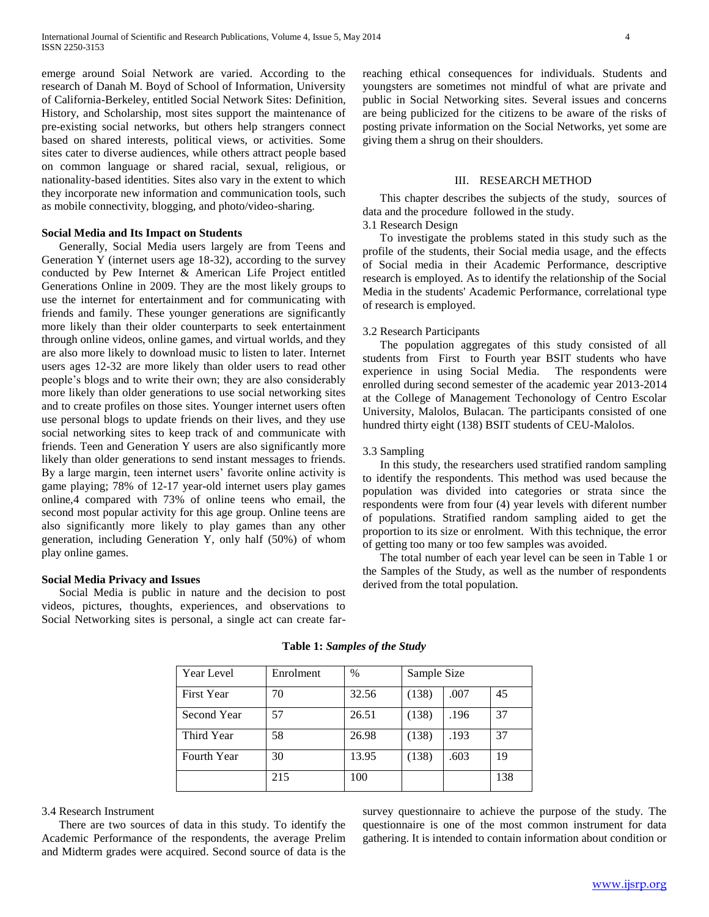emerge around Soial Network are varied. According to the research of Danah M. Boyd of School of Information, University of California-Berkeley, entitled Social Network Sites: Definition, History, and Scholarship, most sites support the maintenance of pre-existing social networks, but others help strangers connect based on shared interests, political views, or activities. Some sites cater to diverse audiences, while others attract people based on common language or shared racial, sexual, religious, or nationality-based identities. Sites also vary in the extent to which they incorporate new information and communication tools, such as mobile connectivity, blogging, and photo/video-sharing.

**Social Media and Its Impact on Students**

Generally, Social Media users largely are from Teens and Generation Y (internet users age 18-32), according to the survey conducted by Pew Internet & American Life Project entitled Generations Online in 2009. They are the most likely groups to use the internet for entertainment and for communicating with friends and family. These younger generations are significantly more likely than their older counterparts to seek entertainment through online videos, online games, and virtual worlds, and they are also more likely to download music to listen to later. Internet users ages 12-32 are more likely than older users to read other people's blogs and to write their own; they are also considerably more likely than older generations to use social networking sites and to create profiles on those sites. Younger internet users often use personal blogs to update friends on their lives, and they use social networking sites to keep track of and communicate with friends. Teen and Generation Y users are also significantly more likely than older generations to send instant messages to friends. By a large margin, teen internet users' favorite online activity is game playing; 78% of 12-17 year-old internet users play games online,4 compared with 73% of online teens who email, the second most popular activity for this age group. Online teens are also significantly more likely to play games than any other generation, including Generation Y, only half (50%) of whom play online games.

**Social Media Privacy and Issues**

Social Media is public in nature and the decision to post videos, pictures, thoughts, experiences, and observations to Social Networking sites is personal, a single act can create far-reaching ethical consequences for individuals. Students and youngsters are sometimes not mindful of what are private and public in Social Networking sites. Several issues and concerns are being publicized for the citizens to be aware of the risks of posting private information on the Social Networks, yet some are giving them a shrug on their shoulders.

## III. RESEARCH METHOD

This chapter describes the subjects of the study, sources of data and the procedure followed in the study.

3.1 Research Design

To investigate the problems stated in this study such as the profile of the students, their Social media usage, and the effects of Social media in their Academic Performance, descriptive research is employed. As to identify the relationship of the Social Media in the students' Academic Performance, correlational type of research is employed.

3.2 Research Participants

The population aggregates of this study consisted of all students from First to Fourth year BSIT students who have experience in using Social Media. The respondents were enrolled during second semester of the academic year 2013-2014 at the College of Management Techonology of Centro Escolar University, Malolos, Bulacan. The participants consisted of one hundred thirty eight (138) BSIT students of CEU-Malolos.

3.3 Sampling

In this study, the researchers used stratified random sampling to identify the respondents. This method was used because the population was divided into categories or strata since the respondents were from four (4) year levels with diferent number of populations. Stratified random sampling aided to get the proportion to its size or enrolment. With this technique, the error of getting too many or too few samples was avoided.

The total number of each year level can be seen in Table 1 or the Samples of the Study, as well as the number of respondents derived from the total population.

**Table 1:** ***Samples of the Study***

| Year Level | Enrolment | % | Sample Size | | |
|---|---|---|---|---|---|
| First Year | 70 | 32.56 | (138) | .007 | 45 |
| Second Year | 57 | 26.51 | (138) | .196 | 37 |
| Third Year | 58 | 26.98 | (138) | .193 | 37 |
| Fourth Year | 30 | 13.95 | (138) | .603 | 19 |
| | 215 | 100 | | | 138 |

3.4 Research Instrument

There are two sources of data in this study. To identify the Academic Performance of the respondents, the average Prelim and Midterm grades were acquired. Second source of data is the survey questionnaire to achieve the purpose of the study. The questionnaire is one of the most common instrument for data gathering. It is intended to contain information about condition or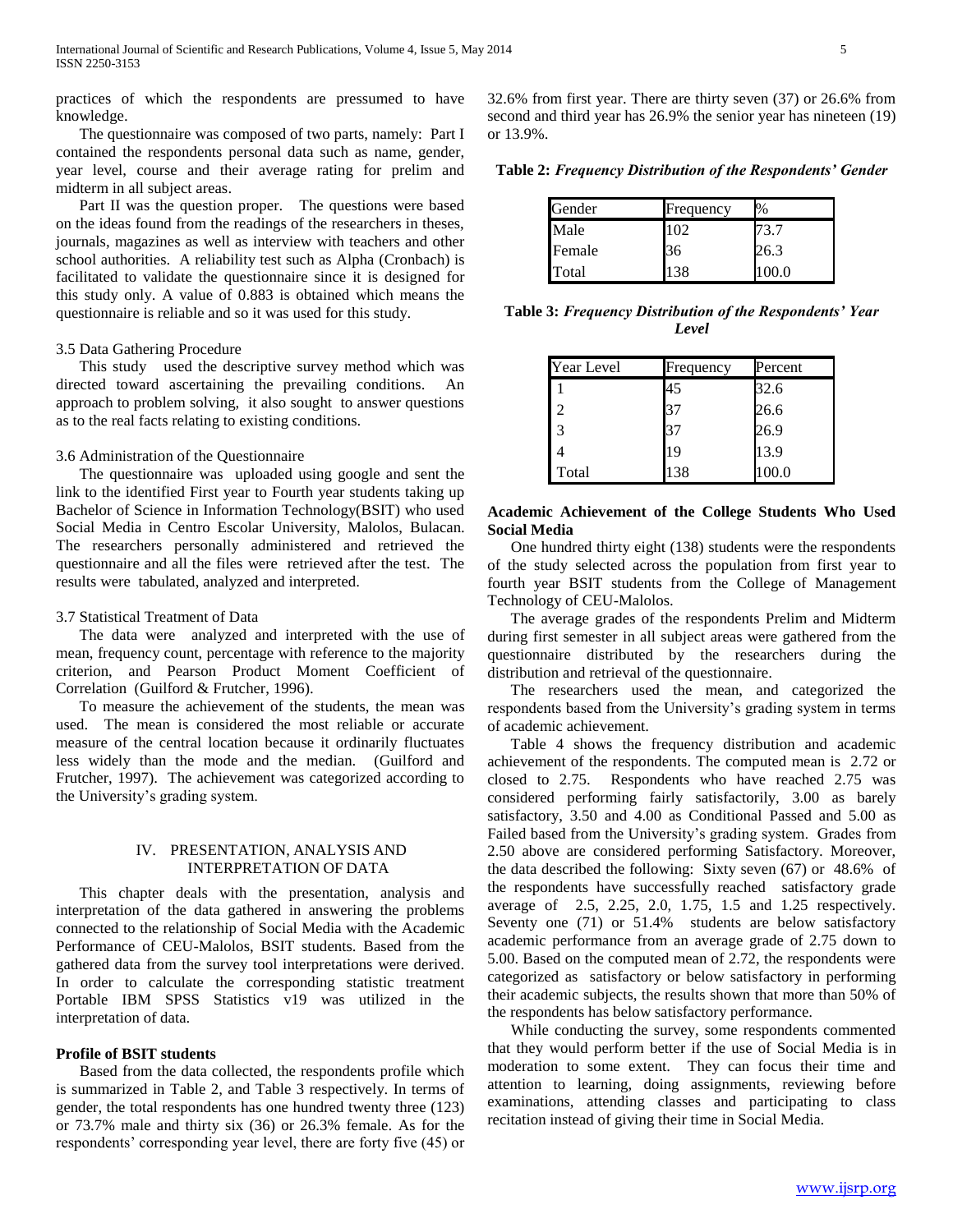practices of which the respondents are pressumed to have knowledge.

The questionnaire was composed of two parts, namely: Part I contained the respondents personal data such as name, gender, year level, course and their average rating for prelim and midterm in all subject areas.

Part II was the question proper. The questions were based on the ideas found from the readings of the researchers in theses, journals, magazines as well as interview with teachers and other school authorities. A reliability test such as Alpha (Cronbach) is facilitated to validate the questionnaire since it is designed for this study only. A value of 0.883 is obtained which means the questionnaire is reliable and so it was used for this study.

3.5 Data Gathering Procedure

This study used the descriptive survey method which was directed toward ascertaining the prevailing conditions. An approach to problem solving, it also sought to answer questions as to the real facts relating to existing conditions.

3.6 Administration of the Questionnaire

The questionnaire was uploaded using google and sent the link to the identified First year to Fourth year students taking up Bachelor of Science in Information Technology(BSIT) who used Social Media in Centro Escolar University, Malolos, Bulacan. The researchers personally administered and retrieved the questionnaire and all the files were retrieved after the test. The results were tabulated, analyzed and interpreted.

3.7 Statistical Treatment of Data

The data were analyzed and interpreted with the use of mean, frequency count, percentage with reference to the majority criterion, and Pearson Product Moment Coefficient of Correlation (Guilford & Frutcher, 1996).

To measure the achievement of the students, the mean was used. The mean is considered the most reliable or accurate measure of the central location because it ordinarily fluctuates less widely than the mode and the median. (Guilford and Frutcher, 1997). The achievement was categorized according to the University's grading system.

## IV. PRESENTATION, ANALYSIS AND INTERPRETATION OF DATA

This chapter deals with the presentation, analysis and interpretation of the data gathered in answering the problems connected to the relationship of Social Media with the Academic Performance of CEU-Malolos, BSIT students. Based from the gathered data from the survey tool interpretations were derived. In order to calculate the corresponding statistic treatment Portable IBM SPSS Statistics v19 was utilized in the interpretation of data.

**Profile of BSIT students**

Based from the data collected, the respondents profile which is summarized in Table 2, and Table 3 respectively. In terms of gender, the total respondents has one hundred twenty three (123) or 73.7% male and thirty six (36) or 26.3% female. As for the respondents' corresponding year level, there are forty five (45) or 32.6% from first year. There are thirty seven (37) or 26.6% from second and third year has 26.9% the senior year has nineteen (19) or 13.9%.

**Table 2:** ***Frequency Distribution of the Respondents' Gender***

| Gender | Frequency | % |
|---|---|---|
| Male | 102 | 73.7 |
| Female | 36 | 26.3 |
| Total | 138 | 100.0 |

**Table 3:** ***Frequency Distribution of the Respondents' Year Level***

| Year Level | Frequency | Percent |
|---|---|---|
| 1 | 45 | 32.6 |
| 2 | 37 | 26.6 |
| 3 | 37 | 26.9 |
| 4 | 19 | 13.9 |
| Total | 138 | 100.0 |

**Academic Achievement of the College Students Who Used Social Media**

One hundred thirty eight (138) students were the respondents of the study selected across the population from first year to fourth year BSIT students from the College of Management Technology of CEU-Malolos.

The average grades of the respondents Prelim and Midterm during first semester in all subject areas were gathered from the questionnaire distributed by the researchers during the distribution and retrieval of the questionnaire.

The researchers used the mean, and categorized the respondents based from the University's grading system in terms of academic achievement.

Table 4 shows the frequency distribution and academic achievement of the respondents. The computed mean is 2.72 or closed to 2.75. Respondents who have reached 2.75 was considered performing fairly satisfactorily, 3.00 as barely satisfactory, 3.50 and 4.00 as Conditional Passed and 5.00 as Failed based from the University's grading system. Grades from 2.50 above are considered performing Satisfactory. Moreover, the data described the following: Sixty seven (67) or 48.6% of the respondents have successfully reached satisfactory grade average of 2.5, 2.25, 2.0, 1.75, 1.5 and 1.25 respectively. Seventy one (71) or 51.4% students are below satisfactory academic performance from an average grade of 2.75 down to 5.00. Based on the computed mean of 2.72, the respondents were categorized as satisfactory or below satisfactory in performing their academic subjects, the results shown that more than 50% of the respondents has below satisfactory performance.

While conducting the survey, some respondents commented that they would perform better if the use of Social Media is in moderation to some extent. They can focus their time and attention to learning, doing assignments, reviewing before examinations, attending classes and participating to class recitation instead of giving their time in Social Media.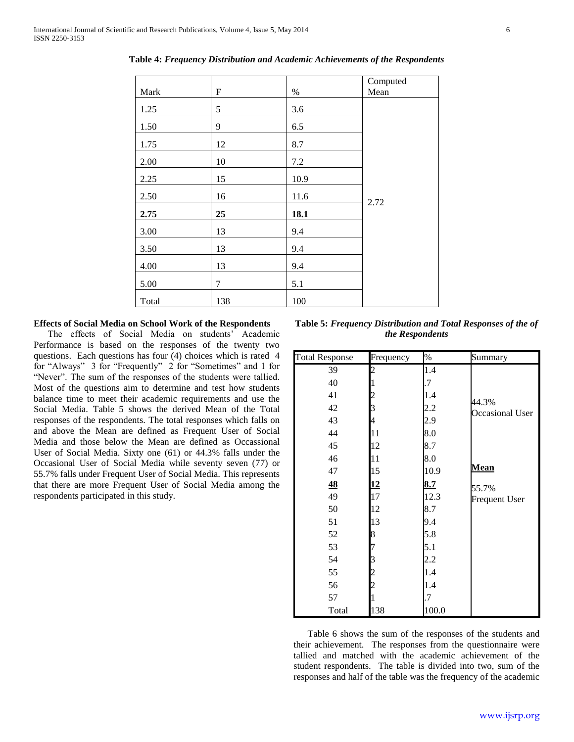**Table 4:** *Frequency Distribution and Academic Achievements of the Respondents*

| Mark | F | % | Computed Mean |
|---|---|---|---|
| 1.25 | 5 | 3.6 | |
| 1.50 | 9 | 6.5 | |
| 1.75 | 12 | 8.7 | |
| 2.00 | 10 | 7.2 | |
| 2.25 | 15 | 10.9 | |
| 2.50 | 16 | 11.6 | 2.72 |
| **2.75** | **25** | **18.1** | |
| 3.00 | 13 | 9.4 | |
| 3.50 | 13 | 9.4 | |
| 4.00 | 13 | 9.4 | |
| 5.00 | 7 | 5.1 | |
| Total | 138 | 100 | |

**Effects of Social Media on School Work of the Respondents**

The effects of Social Media on students' Academic Performance is based on the responses of the twenty two questions. Each questions has four (4) choices which is rated 4 for "Always" 3 for "Frequently" 2 for "Sometimes" and 1 for "Never". The sum of the responses of the students were tallied. Most of the questions aim to determine and test how students balance time to meet their academic requirements and use the Social Media. Table 5 shows the derived Mean of the Total responses of the respondents. The total responses which falls on and above the Mean are defined as Frequent User of Social Media and those below the Mean are defined as Occassional User of Social Media. Sixty one (61) or 44.3% falls under the Occasional User of Social Media while seventy seven (77) or 55.7% falls under Frequent User of Social Media. This represents that there are more Frequent User of Social Media among the respondents participated in this study.

**Table 5:** *Frequency Distribution and Total Responses of the of the Respondents*

| Total Response | Frequency | % | Summary |
|---|---|---|---|
| 39 | 2 | 1.4 | |
| 40 | 1 | .7 | |
| 41 | 2 | 1.4 | 44.3% Occasional User |
| 42 | 3 | 2.2 | |
| 43 | 4 | 2.9 | |
| 44 | 11 | 8.0 | |
| 45 | 12 | 8.7 | |
| 46 | 11 | 8.0 | |
| 47 | 15 | 10.9 | **Mean** |
| **48** | **12** | **8.7** | 55.7% Frequent User |
| 49 | 17 | 12.3 | |
| 50 | 12 | 8.7 | |
| 51 | 13 | 9.4 | |
| 52 | 8 | 5.8 | |
| 53 | 7 | 5.1 | |
| 54 | 3 | 2.2 | |
| 55 | 2 | 1.4 | |
| 56 | 2 | 1.4 | |
| 57 | 1 | .7 | |
| Total | 138 | 100.0 | |

Table 6 shows the sum of the responses of the students and their achievement. The responses from the questionnaire were tallied and matched with the academic achievement of the student respondents. The table is divided into two, sum of the responses and half of the table was the frequency of the academic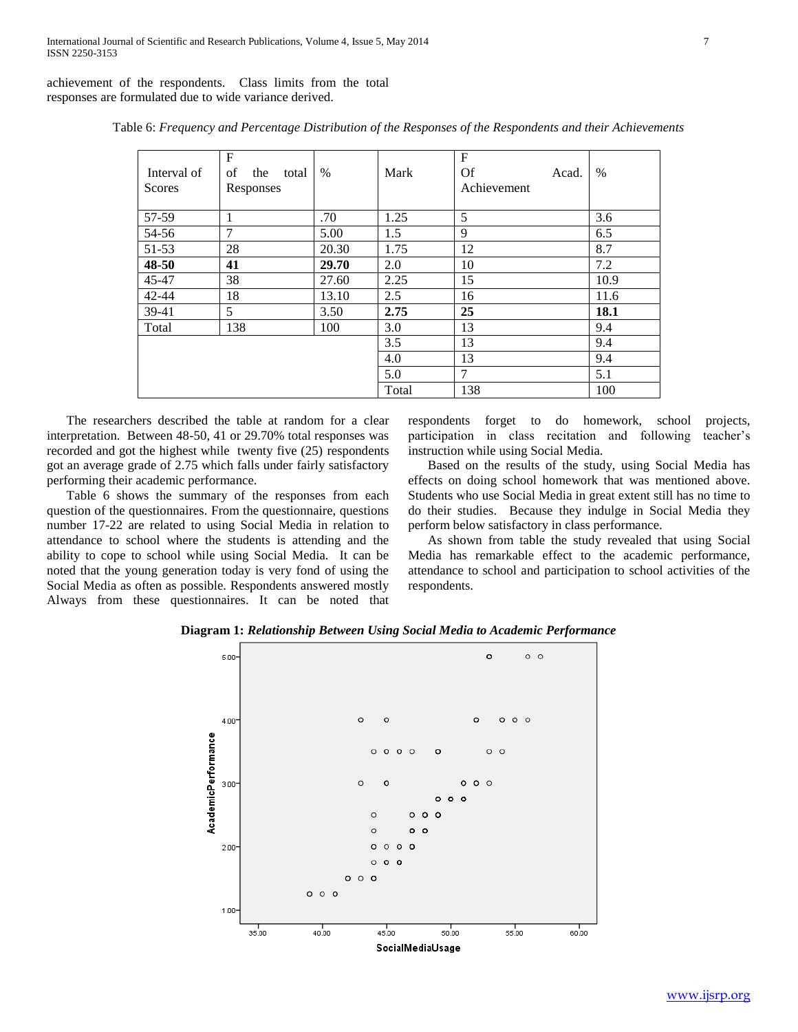achievement of the respondents. Class limits from the total responses are formulated due to wide variance derived.

Table 6: *Frequency and Percentage Distribution of the Responses of the Respondents and their Achievements*

| Interval of Scores | F of the total Responses | % | Mark | F Of Acad. Achievement | % |
|---|---|---|---|---|---|
| 57-59 | 1 | .70 | 1.25 | 5 | 3.6 |
| 54-56 | 7 | 5.00 | 1.5 | 9 | 6.5 |
| 51-53 | 28 | 20.30 | 1.75 | 12 | 8.7 |
| **48-50** | **41** | **29.70** | 2.0 | 10 | 7.2 |
| 45-47 | 38 | 27.60 | 2.25 | 15 | 10.9 |
| 42-44 | 18 | 13.10 | 2.5 | 16 | 11.6 |
| 39-41 | 5 | 3.50 | **2.75** | **25** | **18.1** |
| Total | 138 | 100 | 3.0 | 13 | 9.4 |
| | | | 3.5 | 13 | 9.4 |
| | | | 4.0 | 13 | 9.4 |
| | | | 5.0 | 7 | 5.1 |
| | | | Total | 138 | 100 |

The researchers described the table at random for a clear interpretation. Between 48-50, 41 or 29.70% total responses was recorded and got the highest while twenty five (25) respondents got an average grade of 2.75 which falls under fairly satisfactory performing their academic performance.

Table 6 shows the summary of the responses from each question of the questionnaires. From the questionnaire, questions number 17-22 are related to using Social Media in relation to attendance to school where the students is attending and the ability to cope to school while using Social Media. It can be noted that the young generation today is very fond of using the Social Media as often as possible. Respondents answered mostly Always from these questionnaires. It can be noted that respondents forget to do homework, school projects, participation in class recitation and following teacher's instruction while using Social Media.

Based on the results of the study, using Social Media has effects on doing school homework that was mentioned above. Students who use Social Media in great extent still has no time to do their studies. Because they indulge in Social Media they perform below satisfactory in class performance.

As shown from table the study revealed that using Social Media has remarkable effect to the academic performance, attendance to school and participation to school activities of the respondents.

**Diagram 1:** ***Relationship Between Using Social Media to Academic Performance***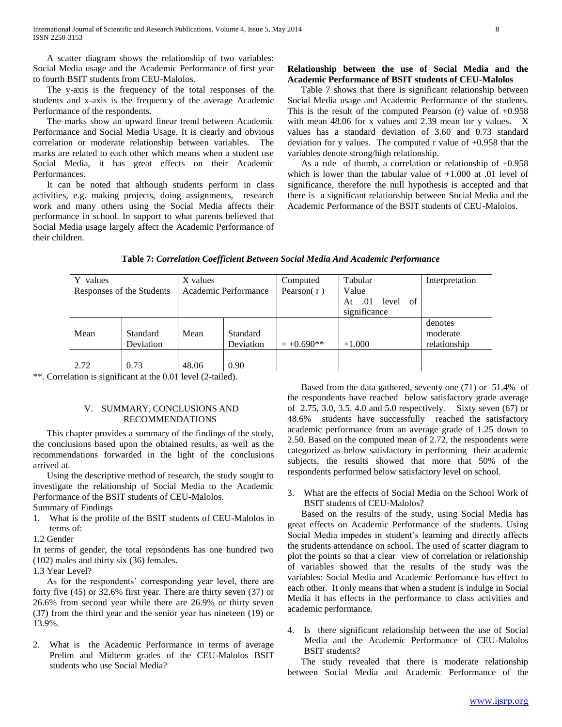A scatter diagram shows the relationship of two variables: Social Media usage and the Academic Performance of first year to fourth BSIT students from CEU-Malolos.

The y-axis is the frequency of the total responses of the students and x-axis is the frequency of the average Academic Performance of the respondents.

The marks show an upward linear trend between Academic Performance and Social Media Usage. It is clearly and obvious correlation or moderate relationship between variables. The marks are related to each other which means when a student use Social Media, it has great effects on their Academic Performances.

It can be noted that although students perform in class activities, e.g. making projects, doing assignments, research work and many others using the Social Media affects their performance in school. In support to what parents believed that Social Media usage largely affect the Academic Performance of their children.

**Relationship between the use of Social Media and the Academic Performance of BSIT students of CEU-Malolos**

Table 7 shows that there is significant relationship between Social Media usage and Academic Performance of the students. This is the result of the computed Pearson (r) value of +0.958 with mean 48.06 for x values and 2.39 mean for y values. X values has a standard deviation of 3.60 and 0.73 standard deviation for y values. The computed r value of +0.958 that the variables denote strong/high relationship.

As a rule of thumb, a correlation or relationship of +0.958 which is lower than the tabular value of +1.000 at .01 level of significance, therefore the null hypothesis is accepted and that there is a significant relationship between Social Media and the Academic Performance of the BSIT students of CEU-Malolos.

**Table 7:** ***Correlation Coefficient Between Social Media And Academic Performance***

| Y values Responses of the Students | | X values Academic Performance | | Computed Pearson( r ) | Tabular Value At .01 level of significance | Interpretation |
|---|---|---|---|---|---|---|
| Mean | Standard Deviation | Mean | Standard Deviation | = +0.690** | +1.000 | denotes moderate relationship |
| 2.72 | 0.73 | 48.06 | 0.90 | | | |

**. Correlation is significant at the 0.01 level (2-tailed).

## V. SUMMARY, CONCLUSIONS AND RECOMMENDATIONS

This chapter provides a summary of the findings of the study, the conclusions based upon the obtained results, as well as the recommendations forwarded in the light of the conclusions arrived at.

Using the descriptive method of research, the study sought to investigate the relationship of Social Media to the Academic Performance of the BSIT students of CEU-Malolos.

Summary of Findings

1. What is the profile of the BSIT students of CEU-Malolos in terms of:

1.2 Gender

In terms of gender, the total repsondents has one hundred two (102) males and thirty six (36) females.

1.3 Year Level?

As for the respondents' corresponding year level, there are forty five (45) or 32.6% first year. There are thirty seven (37) or 26.6% from second year while there are 26.9% or thirty seven (37) from the third year and the senior year has nineteen (19) or 13.9%.

2. What is the Academic Performance in terms of average Prelim and Midterm grades of the CEU-Malolos BSIT students who use Social Media?

Based from the data gathered, seventy one (71) or 51.4% of the respondents have reached below satisfactory grade average of 2.75, 3.0, 3.5. 4.0 and 5.0 respectively. Sixty seven (67) or 48.6% students have successfully reached the satisfactory academic performance from an average grade of 1.25 down to 2.50. Based on the computed mean of 2.72, the respondents were categorized as below satisfactory in performing their academic subjects, the results showed that more that 50% of the respondents performed below satisfactory level on school.

3. What are the effects of Social Media on the School Work of BSIT students of CEU-Malolos?

Based on the results of the study, using Social Media has great effects on Academic Performance of the students. Using Social Media impedes in student's learning and directly affects the students attendance on school. The used of scatter diagram to plot the points so that a clear view of correlation or relationship of variables showed that the results of the study was the variables: Social Media and Academic Perfomance has effect to each other. It only means that when a student is indulge in Social Media it has effects in the performance to class activities and academic performance.

4. Is there significant relationship between the use of Social Media and the Academic Performance of CEU-Malolos BSIT students?

The study revealed that there is moderate relationship between Social Media and Academic Performance of the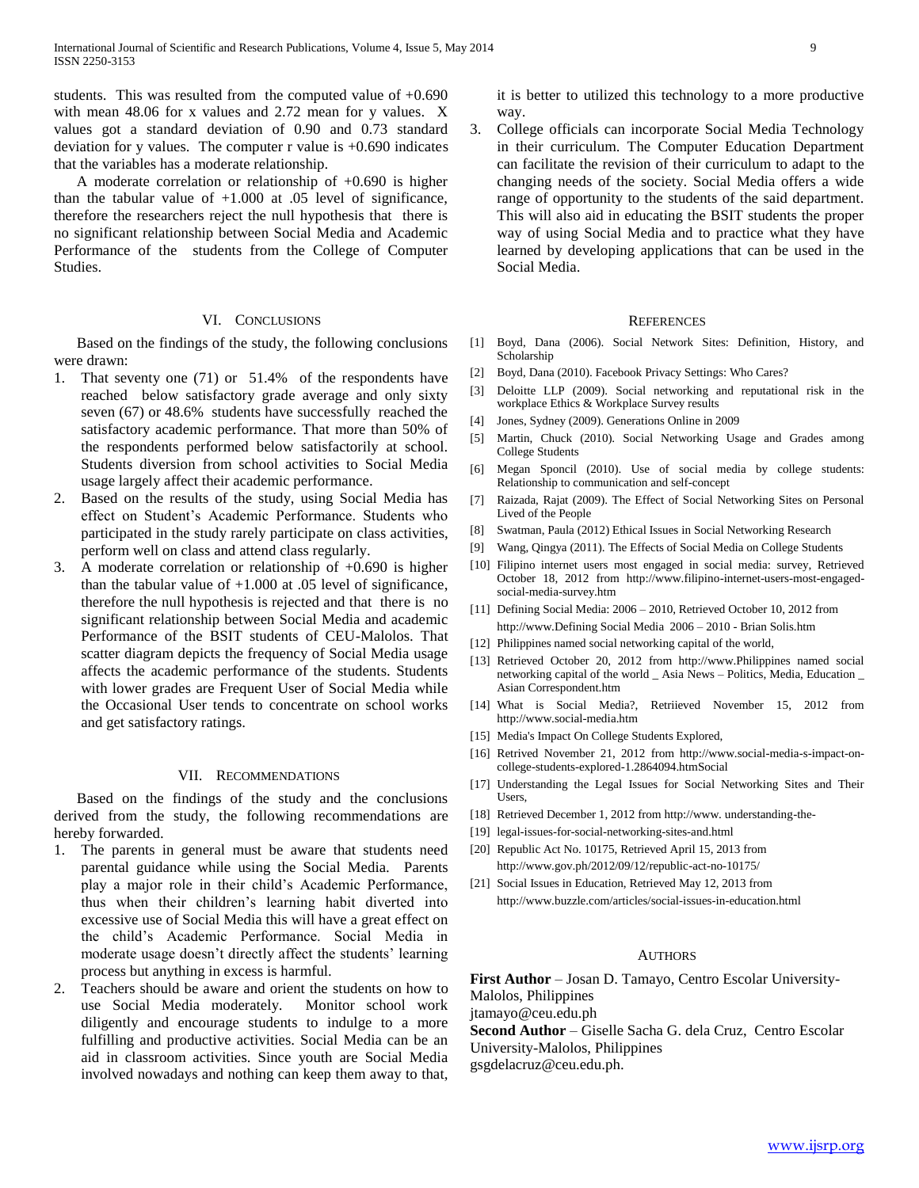students. This was resulted from the computed value of +0.690 with mean 48.06 for x values and 2.72 mean for y values. X values got a standard deviation of 0.90 and 0.73 standard deviation for y values. The computer r value is +0.690 indicates that the variables has a moderate relationship.

A moderate correlation or relationship of +0.690 is higher than the tabular value of +1.000 at .05 level of significance, therefore the researchers reject the null hypothesis that there is no significant relationship between Social Media and Academic Performance of the students from the College of Computer Studies.

## VI. Conclusions

Based on the findings of the study, the following conclusions were drawn:

1. That seventy one (71) or 51.4% of the respondents have reached below satisfactory grade average and only sixty seven (67) or 48.6% students have successfully reached the satisfactory academic performance. That more than 50% of the respondents performed below satisfactorily at school. Students diversion from school activities to Social Media usage largely affect their academic performance.
2. Based on the results of the study, using Social Media has effect on Student's Academic Performance. Students who participated in the study rarely participate on class activities, perform well on class and attend class regularly.
3. A moderate correlation or relationship of +0.690 is higher than the tabular value of +1.000 at .05 level of significance, therefore the null hypothesis is rejected and that there is no significant relationship between Social Media and academic Performance of the BSIT students of CEU-Malolos. That scatter diagram depicts the frequency of Social Media usage affects the academic performance of the students. Students with lower grades are Frequent User of Social Media while the Occasional User tends to concentrate on school works and get satisfactory ratings.

## VII. Recommendations

Based on the findings of the study and the conclusions derived from the study, the following recommendations are hereby forwarded.

1. The parents in general must be aware that students need parental guidance while using the Social Media. Parents play a major role in their child's Academic Performance, thus when their children's learning habit diverted into excessive use of Social Media this will have a great effect on the child's Academic Performance. Social Media in moderate usage doesn't directly affect the students' learning process but anything in excess is harmful.
2. Teachers should be aware and orient the students on how to use Social Media moderately. Monitor school work diligently and encourage students to indulge to a more fulfilling and productive activities. Social Media can be an aid in classroom activities. Since youth are Social Media involved nowadays and nothing can keep them away to that, it is better to utilized this technology to a more productive way.
3. College officials can incorporate Social Media Technology in their curriculum. The Computer Education Department can facilitate the revision of their curriculum to adapt to the changing needs of the society. Social Media offers a wide range of opportunity to the students of the said department. This will also aid in educating the BSIT students the proper way of using Social Media and to practice what they have learned by developing applications that can be used in the Social Media.

## References

[1] Boyd, Dana (2006). Social Network Sites: Definition, History, and Scholarship

[2] Boyd, Dana (2010). Facebook Privacy Settings: Who Cares?

[3] Deloitte LLP (2009). Social networking and reputational risk in the workplace Ethics & Workplace Survey results

[4] Jones, Sydney (2009). Generations Online in 2009

[5] Martin, Chuck (2010). Social Networking Usage and Grades among College Students

[6] Megan Sponcil (2010). Use of social media by college students: Relationship to communication and self-concept

[7] Raizada, Rajat (2009). The Effect of Social Networking Sites on Personal Lived of the People

[8] Swatman, Paula (2012) Ethical Issues in Social Networking Research

[9] Wang, Qingya (2011). The Effects of Social Media on College Students

[10] Filipino internet users most engaged in social media: survey, Retrieved October 18, 2012 from http://www.filipino-internet-users-most-engaged-social-media-survey.htm

[11] Defining Social Media: 2006 – 2010, Retrieved October 10, 2012 from http://www.Defining Social Media 2006 – 2010 - Brian Solis.htm

[12] Philippines named social networking capital of the world,

[13] Retrieved October 20, 2012 from http://www.Philippines named social networking capital of the world _ Asia News – Politics, Media, Education _ Asian Correspondent.htm

[14] What is Social Media?, Retriieved November 15, 2012 from http://www.social-media.htm

[15] Media's Impact On College Students Explored,

[16] Retrived November 21, 2012 from http://www.social-media-s-impact-on-college-students-explored-1.2864094.htmSocial

[17] Understanding the Legal Issues for Social Networking Sites and Their Users,

[18] Retrieved December 1, 2012 from http://www. understanding-the-

[19] legal-issues-for-social-networking-sites-and.html

[20] Republic Act No. 10175, Retrieved April 15, 2013 from http://www.gov.ph/2012/09/12/republic-act-no-10175/

[21] Social Issues in Education, Retrieved May 12, 2013 from http://www.buzzle.com/articles/social-issues-in-education.html

## Authors

**First Author** – Josan D. Tamayo, Centro Escolar University-Malolos, Philippines
jtamayo@ceu.edu.ph

**Second Author** – Giselle Sacha G. dela Cruz, Centro Escolar University-Malolos, Philippines
gsgdelacruz@ceu.edu.ph.